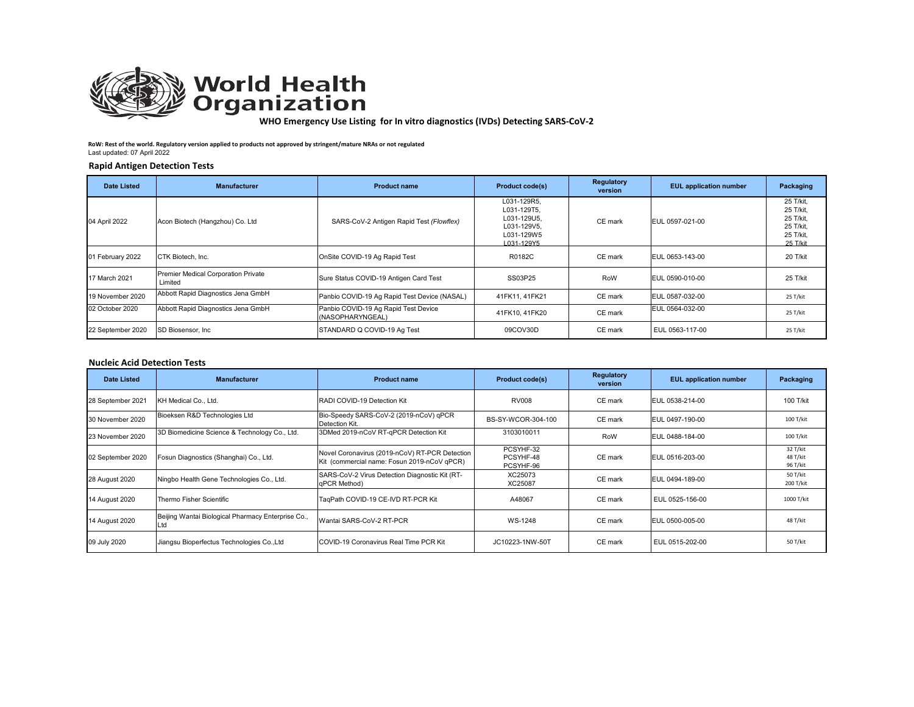# World Health Organization

**WHO Emergency Use Listing for In vitro diagnostics (IVDs) Detecting SARS-CoV-2**

**RoW: Rest of the world. Regulatory version applied to products not approved by stringent/mature NRAs or not regulated**
Last updated: 07 April 2022

## Rapid Antigen Detection Tests

| Date Listed | Manufacturer | Product name | Product code(s) | Regulatory version | EUL application number | Packaging |
|---|---|---|---|---|---|---|
| 04 April 2022 | Acon Biotech (Hangzhou) Co. Ltd | SARS-CoV-2 Antigen Rapid Test *(Flowflex)* | L031-129R5, L031-129T5, L031-129U5, L031-129V5, L031-129W5 L031-129Y5 | CE mark | EUL 0597-021-00 | 25 T/kit, 25 T/kit, 25 T/kit, 25 T/kit, 25 T/kit, 25 T/kit |
| 01 February 2022 | CTK Biotech, Inc. | OnSite COVID-19 Ag Rapid Test | R0182C | CE mark | EUL 0653-143-00 | 20 T/kit |
| 17 March 2021 | Premier Medical Corporation Private Limited | Sure Status COVID-19 Antigen Card Test | SS03P25 | RoW | EUL 0590-010-00 | 25 T/kit |
| 19 November 2020 | Abbott Rapid Diagnostics Jena GmbH | Panbio COVID-19 Ag Rapid Test Device (NASAL) | 41FK11, 41FK21 | CE mark | EUL 0587-032-00 | 25 T/kit |
| 02 October 2020 | Abbott Rapid Diagnostics Jena GmbH | Panbio COVID-19 Ag Rapid Test Device (NASOPHARYNGEAL) | 41FK10, 41FK20 | CE mark | EUL 0564-032-00 | 25 T/kit |
| 22 September 2020 | SD Biosensor, Inc | STANDARD Q COVID-19 Ag Test | 09COV30D | CE mark | EUL 0563-117-00 | 25 T/kit |

## Nucleic Acid Detection Tests

| Date Listed | Manufacturer | Product name | Product code(s) | Regulatory version | EUL application number | Packaging |
|---|---|---|---|---|---|---|
| 28 September 2021 | KH Medical Co., Ltd. | RADI COVID-19 Detection Kit | RV008 | CE mark | EUL 0538-214-00 | 100 T/kit |
| 30 November 2020 | Bioeksen R&D Technologies Ltd | Bio-Speedy SARS-CoV-2 (2019-nCoV) qPCR Detection Kit. | BS-SY-WCOR-304-100 | CE mark | EUL 0497-190-00 | 100 T/kit |
| 23 November 2020 | 3D Biomedicine Science & Technology Co., Ltd. | 3DMed 2019-nCoV RT-qPCR Detection Kit | 3103010011 | RoW | EUL 0488-184-00 | 100 T/kit |
| 02 September 2020 | Fosun Diagnostics (Shanghai) Co., Ltd. | Novel Coronavirus (2019-nCoV) RT-PCR Detection Kit (commercial name: Fosun 2019-nCoV qPCR) | PCSYHF-32 PCSYHF-48 PCSYHF-96 | CE mark | EUL 0516-203-00 | 32 T/kit 48 T/kit 96 T/kit |
| 28 August 2020 | Ningbo Health Gene Technologies Co., Ltd. | SARS-CoV-2 Virus Detection Diagnostic Kit (RT-qPCR Method) | XC25073 XC25087 | CE mark | EUL 0494-189-00 | 50 T/kit 200 T/kit |
| 14 August 2020 | Thermo Fisher Scientific | TaqPath COVID-19 CE-IVD RT-PCR Kit | A48067 | CE mark | EUL 0525-156-00 | 1000 T/kit |
| 14 August 2020 | Beijing Wantai Biological Pharmacy Enterprise Co., Ltd | Wantai SARS-CoV-2 RT-PCR | WS-1248 | CE mark | EUL 0500-005-00 | 48 T/kit |
| 09 July 2020 | Jiangsu Bioperfectus Technologies Co.,Ltd | COVID-19 Coronavirus Real Time PCR Kit | JC10223-1NW-50T | CE mark | EUL 0515-202-00 | 50 T/kit |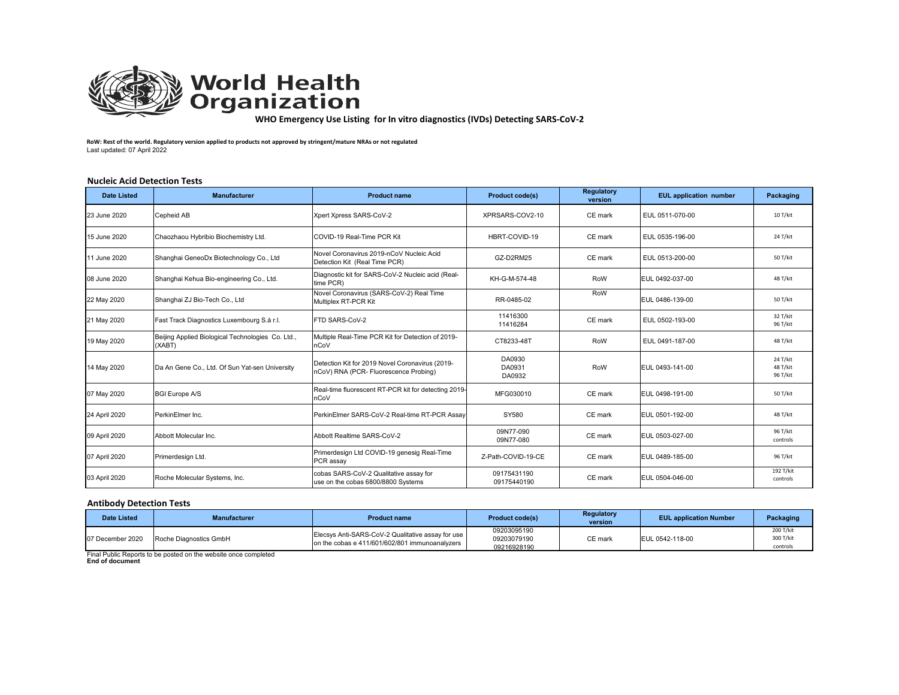World Health Organization

**WHO Emergency Use Listing for In vitro diagnostics (IVDs) Detecting SARS-CoV-2**

**RoW: Rest of the world. Regulatory version applied to products not approved by stringent/mature NRAs or not regulated**
Last updated: 07 April 2022

### Nucleic Acid Detection Tests

| Date Listed | Manufacturer | Product name | Product code(s) | Regulatory version | EUL application number | Packaging |
|---|---|---|---|---|---|---|
| 23 June 2020 | Cepheid AB | Xpert Xpress SARS-CoV-2 | XPRSARS-COV2-10 | CE mark | EUL 0511-070-00 | 10 T/kit |
| 15 June 2020 | Chaozhaou Hybribio Biochemistry Ltd. | COVID-19 Real-Time PCR Kit | HBRT-COVID-19 | CE mark | EUL 0535-196-00 | 24 T/kit |
| 11 June 2020 | Shanghai GeneoDx Biotechnology Co., Ltd | Novel Coronavirus 2019-nCoV Nucleic Acid Detection Kit (Real Time PCR) | GZ-D2RM25 | CE mark | EUL 0513-200-00 | 50 T/kit |
| 08 June 2020 | Shanghai Kehua Bio-engineering Co., Ltd. | Diagnostic kit for SARS-CoV-2 Nucleic acid (Real-time PCR) | KH-G-M-574-48 | RoW | EUL 0492-037-00 | 48 T/kit |
| 22 May 2020 | Shanghai ZJ Bio-Tech Co., Ltd | Novel Coronavirus (SARS-CoV-2) Real Time Multiplex RT-PCR Kit | RR-0485-02 | RoW | EUL 0486-139-00 | 50 T/kit |
| 21 May 2020 | Fast Track Diagnostics Luxembourg S.à r.l. | FTD SARS-CoV-2 | 11416300<br>11416284 | CE mark | EUL 0502-193-00 | 32 T/kit<br>96 T/kit |
| 19 May 2020 | Beijing Applied Biological Technologies Co. Ltd., (XABT) | Multiple Real-Time PCR Kit for Detection of 2019-nCoV | CT8233-48T | RoW | EUL 0491-187-00 | 48 T/kit |
| 14 May 2020 | Da An Gene Co., Ltd. Of Sun Yat-sen University | Detection Kit for 2019 Novel Coronavirus (2019-nCoV) RNA (PCR- Fluorescence Probing) | DA0930<br>DA0931<br>DA0932 | RoW | EUL 0493-141-00 | 24 T/kit<br>48 T/kit<br>96 T/kit |
| 07 May 2020 | BGI Europe A/S | Real-time fluorescent RT-PCR kit for detecting 2019-nCoV | MFG030010 | CE mark | EUL 0498-191-00 | 50 T/kit |
| 24 April 2020 | PerkinElmer Inc. | PerkinElmer SARS-CoV-2 Real-time RT-PCR Assay | SY580 | CE mark | EUL 0501-192-00 | 48 T/kit |
| 09 April 2020 | Abbott Molecular Inc. | Abbott Realtime SARS-CoV-2 | 09N77-090<br>09N77-080 | CE mark | EUL 0503-027-00 | 96 T/kit<br>controls |
| 07 April 2020 | Primerdesign Ltd. | Primerdesign Ltd COVID-19 genesig Real-Time PCR assay | Z-Path-COVID-19-CE | CE mark | EUL 0489-185-00 | 96 T/kit |
| 03 April 2020 | Roche Molecular Systems, Inc. | cobas SARS-CoV-2 Qualitative assay for use on the cobas 6800/8800 Systems | 09175431190<br>09175440190 | CE mark | EUL 0504-046-00 | 192 T/kit<br>controls |

### Antibody Detection Tests

| Date Listed | Manufacturer | Product name | Product code(s) | Regulatory version | EUL application Number | Packaging |
|---|---|---|---|---|---|---|
| 07 December 2020 | Roche Diagnostics GmbH | Elecsys Anti-SARS-CoV-2 Qualitative assay for use on the cobas e 411/601/602/801 immunoanalyzers | 09203095190<br>09203079190<br>09216928190 | CE mark | EUL 0542-118-00 | 200 T/kit<br>300 T/kit<br>controls |

Final Public Reports to be posted on the website once completed
**End of document**